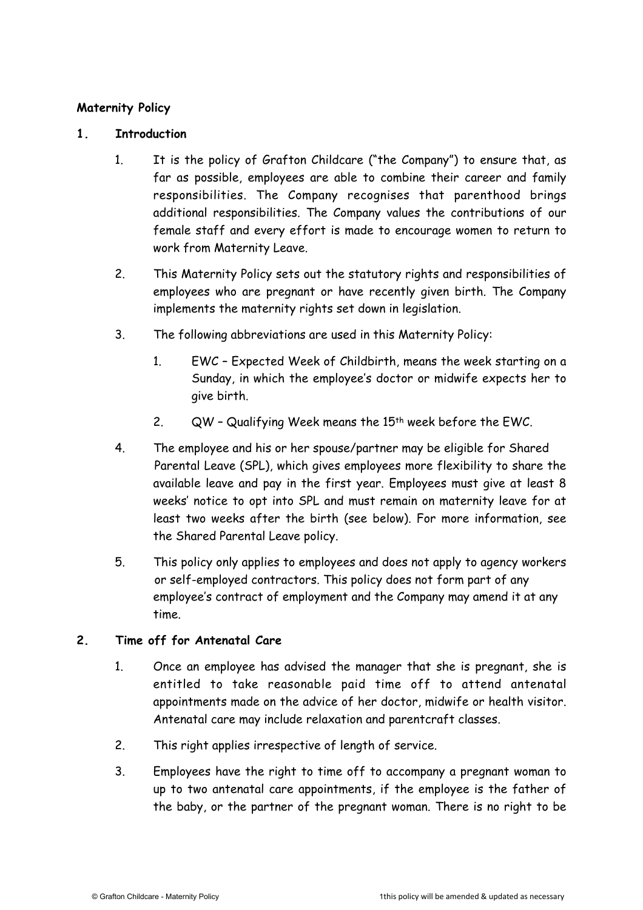**Maternity Policy**

## 1. Introduction

1. It is the policy of Grafton Childcare ("the Company") to ensure that, as far as possible, employees are able to combine their career and family responsibilities. The Company recognises that parenthood brings additional responsibilities. The Company values the contributions of our female staff and every effort is made to encourage women to return to work from Maternity Leave.

2. This Maternity Policy sets out the statutory rights and responsibilities of employees who are pregnant or have recently given birth. The Company implements the maternity rights set down in legislation.

3. The following abbreviations are used in this Maternity Policy:

    1. EWC – Expected Week of Childbirth, means the week starting on a Sunday, in which the employee's doctor or midwife expects her to give birth.

    2. QW – Qualifying Week means the 15th week before the EWC.

4. The employee and his or her spouse/partner may be eligible for Shared Parental Leave (SPL), which gives employees more flexibility to share the available leave and pay in the first year. Employees must give at least 8 weeks' notice to opt into SPL and must remain on maternity leave for at least two weeks after the birth (see below). For more information, see the Shared Parental Leave policy.

5. This policy only applies to employees and does not apply to agency workers or self-employed contractors. This policy does not form part of any employee's contract of employment and the Company may amend it at any time.

## 2. Time off for Antenatal Care

1. Once an employee has advised the manager that she is pregnant, she is entitled to take reasonable paid time off to attend antenatal appointments made on the advice of her doctor, midwife or health visitor. Antenatal care may include relaxation and parentcraft classes.

2. This right applies irrespective of length of service.

3. Employees have the right to time off to accompany a pregnant woman to up to two antenatal care appointments, if the employee is the father of the baby, or the partner of the pregnant woman. There is no right to be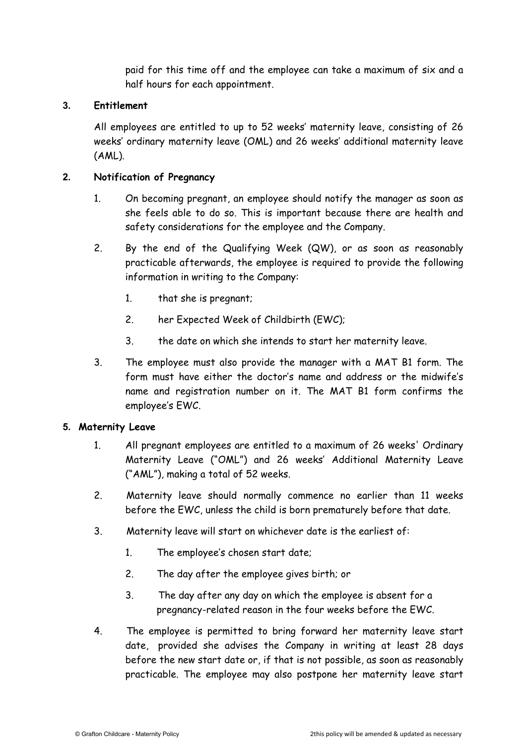paid for this time off and the employee can take a maximum of six and a half hours for each appointment.

**3. Entitlement**

All employees are entitled to up to 52 weeks' maternity leave, consisting of 26 weeks' ordinary maternity leave (OML) and 26 weeks' additional maternity leave (AML).

**2. Notification of Pregnancy**

1. On becoming pregnant, an employee should notify the manager as soon as she feels able to do so. This is important because there are health and safety considerations for the employee and the Company.
2. By the end of the Qualifying Week (QW), or as soon as reasonably practicable afterwards, the employee is required to provide the following information in writing to the Company:
    1. that she is pregnant;
    2. her Expected Week of Childbirth (EWC);
    3. the date on which she intends to start her maternity leave.
3. The employee must also provide the manager with a MAT B1 form. The form must have either the doctor's name and address or the midwife's name and registration number on it. The MAT B1 form confirms the employee's EWC.

**5. Maternity Leave**

1. All pregnant employees are entitled to a maximum of 26 weeks' Ordinary Maternity Leave ("OML") and 26 weeks' Additional Maternity Leave ("AML"), making a total of 52 weeks.
2. Maternity leave should normally commence no earlier than 11 weeks before the EWC, unless the child is born prematurely before that date.
3. Maternity leave will start on whichever date is the earliest of:
    1. The employee's chosen start date;
    2. The day after the employee gives birth; or
    3. The day after any day on which the employee is absent for a pregnancy-related reason in the four weeks before the EWC.
4. The employee is permitted to bring forward her maternity leave start date, provided she advises the Company in writing at least 28 days before the new start date or, if that is not possible, as soon as reasonably practicable. The employee may also postpone her maternity leave start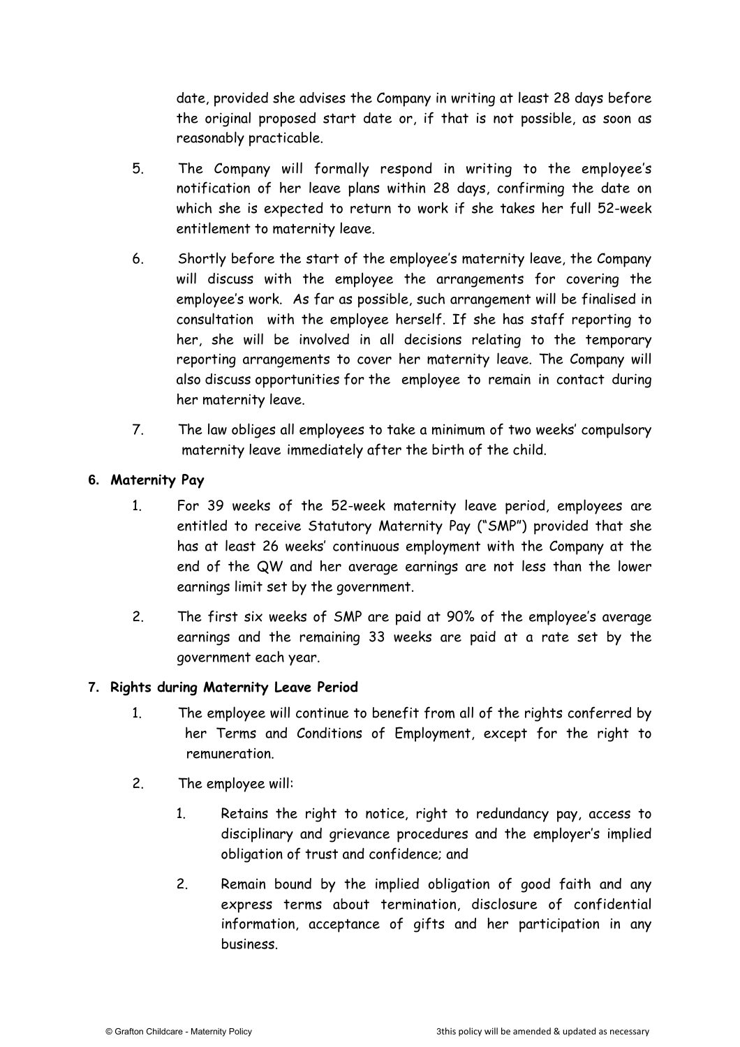date, provided she advises the Company in writing at least 28 days before the original proposed start date or, if that is not possible, as soon as reasonably practicable.

5. The Company will formally respond in writing to the employee's notification of her leave plans within 28 days, confirming the date on which she is expected to return to work if she takes her full 52-week entitlement to maternity leave.

6. Shortly before the start of the employee's maternity leave, the Company will discuss with the employee the arrangements for covering the employee's work. As far as possible, such arrangement will be finalised in consultation with the employee herself. If she has staff reporting to her, she will be involved in all decisions relating to the temporary reporting arrangements to cover her maternity leave. The Company will also discuss opportunities for the employee to remain in contact during her maternity leave.

7. The law obliges all employees to take a minimum of two weeks' compulsory maternity leave immediately after the birth of the child.

## 6. Maternity Pay

1. For 39 weeks of the 52-week maternity leave period, employees are entitled to receive Statutory Maternity Pay ("SMP") provided that she has at least 26 weeks' continuous employment with the Company at the end of the QW and her average earnings are not less than the lower earnings limit set by the government.

2. The first six weeks of SMP are paid at 90% of the employee's average earnings and the remaining 33 weeks are paid at a rate set by the government each year.

## 7. Rights during Maternity Leave Period

1. The employee will continue to benefit from all of the rights conferred by her Terms and Conditions of Employment, except for the right to remuneration.

2. The employee will:

    1. Retains the right to notice, right to redundancy pay, access to disciplinary and grievance procedures and the employer's implied obligation of trust and confidence; and

    2. Remain bound by the implied obligation of good faith and any express terms about termination, disclosure of confidential information, acceptance of gifts and her participation in any business.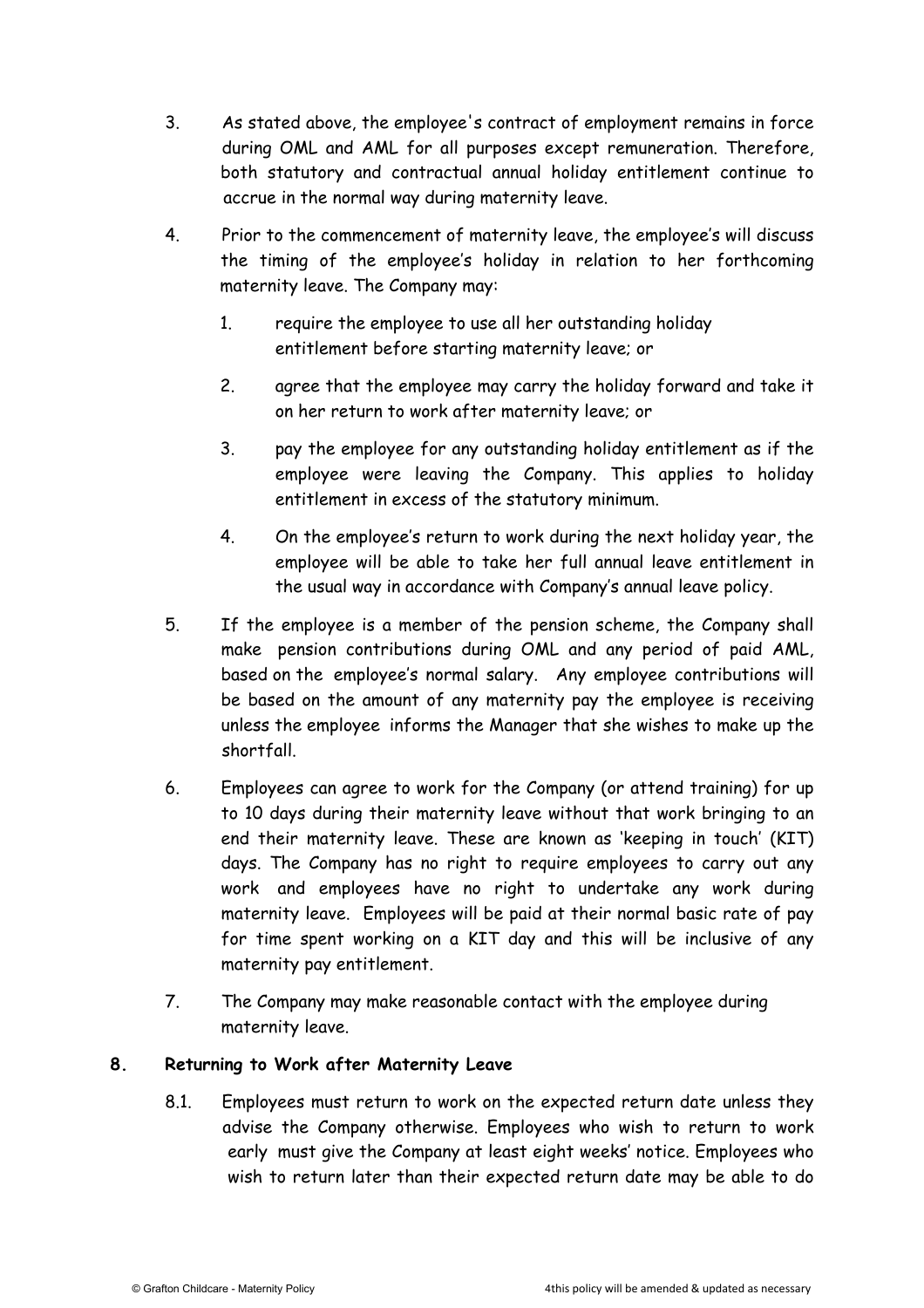3. As stated above, the employee's contract of employment remains in force during OML and AML for all purposes except remuneration. Therefore, both statutory and contractual annual holiday entitlement continue to accrue in the normal way during maternity leave.

4. Prior to the commencement of maternity leave, the employee's will discuss the timing of the employee's holiday in relation to her forthcoming maternity leave. The Company may:

    1. require the employee to use all her outstanding holiday entitlement before starting maternity leave; or

    2. agree that the employee may carry the holiday forward and take it on her return to work after maternity leave; or

    3. pay the employee for any outstanding holiday entitlement as if the employee were leaving the Company. This applies to holiday entitlement in excess of the statutory minimum.

    4. On the employee's return to work during the next holiday year, the employee will be able to take her full annual leave entitlement in the usual way in accordance with Company's annual leave policy.

5. If the employee is a member of the pension scheme, the Company shall make pension contributions during OML and any period of paid AML, based on the employee's normal salary. Any employee contributions will be based on the amount of any maternity pay the employee is receiving unless the employee informs the Manager that she wishes to make up the shortfall.

6. Employees can agree to work for the Company (or attend training) for up to 10 days during their maternity leave without that work bringing to an end their maternity leave. These are known as 'keeping in touch' (KIT) days. The Company has no right to require employees to carry out any work and employees have no right to undertake any work during maternity leave. Employees will be paid at their normal basic rate of pay for time spent working on a KIT day and this will be inclusive of any maternity pay entitlement.

7. The Company may make reasonable contact with the employee during maternity leave.

## 8. Returning to Work after Maternity Leave

8.1. Employees must return to work on the expected return date unless they advise the Company otherwise. Employees who wish to return to work early must give the Company at least eight weeks' notice. Employees who wish to return later than their expected return date may be able to do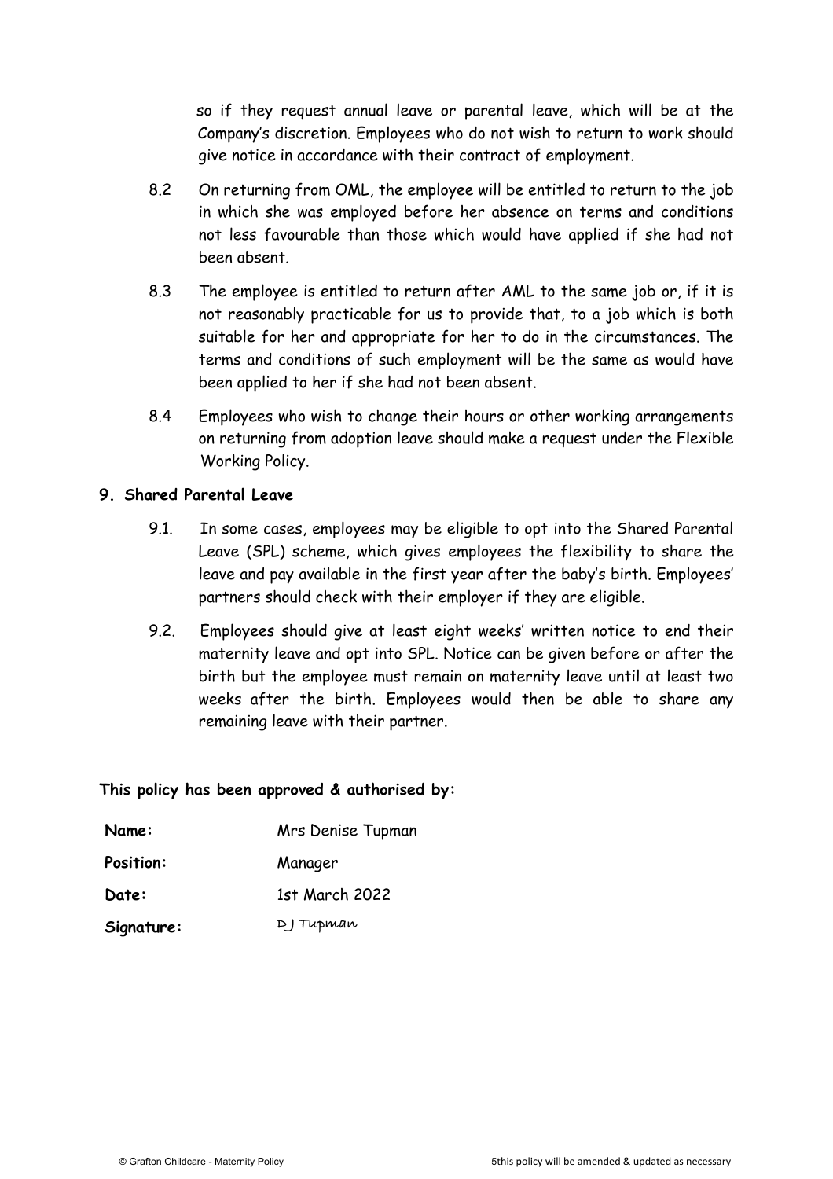so if they request annual leave or parental leave, which will be at the Company's discretion. Employees who do not wish to return to work should give notice in accordance with their contract of employment.

8.2 On returning from OML, the employee will be entitled to return to the job in which she was employed before her absence on terms and conditions not less favourable than those which would have applied if she had not been absent.

8.3 The employee is entitled to return after AML to the same job or, if it is not reasonably practicable for us to provide that, to a job which is both suitable for her and appropriate for her to do in the circumstances. The terms and conditions of such employment will be the same as would have been applied to her if she had not been absent.

8.4 Employees who wish to change their hours or other working arrangements on returning from adoption leave should make a request under the Flexible Working Policy.

**9. Shared Parental Leave**

9.1. In some cases, employees may be eligible to opt into the Shared Parental Leave (SPL) scheme, which gives employees the flexibility to share the leave and pay available in the first year after the baby's birth. Employees' partners should check with their employer if they are eligible.

9.2. Employees should give at least eight weeks' written notice to end their maternity leave and opt into SPL. Notice can be given before or after the birth but the employee must remain on maternity leave until at least two weeks after the birth. Employees would then be able to share any remaining leave with their partner.

**This policy has been approved & authorised by:**

| | |
|---|---|
| **Name:** | Mrs Denise Tupman |
| **Position:** | Manager |
| **Date:** | 1st March 2022 |
| **Signature:** | DJ Tupman |